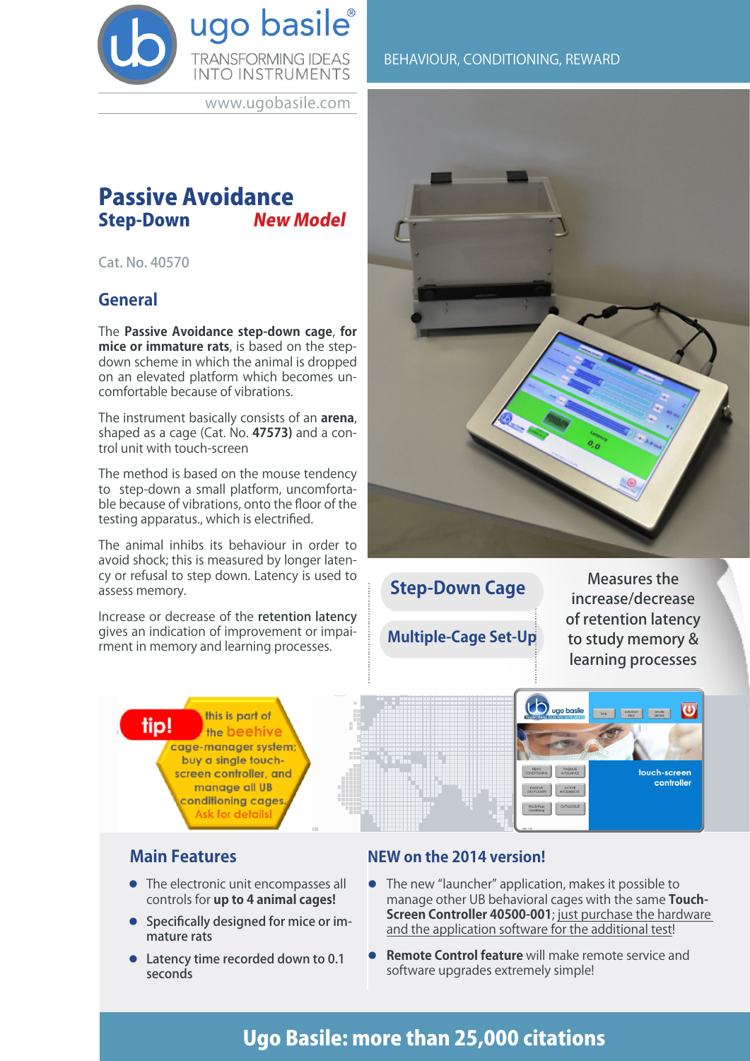ugo basile®
TRANSFORMING IDEAS INTO INSTRUMENTS
www.ugobasile.com

BEHAVIOUR, CONDITIONING, REWARD

# Passive Avoidance

## Step-Down *New Model*

Cat. No. 40570

## General

The **Passive Avoidance step-down cage**, **for mice or immature rats**, is based on the step-down scheme in which the animal is dropped on an elevated platform which becomes uncomfortable because of vibrations.

The instrument basically consists of an **arena**, shaped as a cage (Cat. No. **47573)** and a control unit with touch-screen

The method is based on the mouse tendency to step-down a small platform, uncomfortable because of vibrations, onto the floor of the testing apparatus., which is electrified.

The animal inhibs its behaviour in order to avoid shock; this is measured by longer latency or refusal to step down. Latency is used to assess memory.

Increase or decrease of the retention latency gives an indication of improvement or impairment in memory and learning processes.

**Step-Down Cage**

**Multiple-Cage Set-Up**

Measures the increase/decrease of retention latency to study memory & learning processes

**tip!** this is part of the beehive cage-manager system; buy a single touch-screen controller, and manage all UB conditioning cages. Ask for details!

touch-screen controller

## Main Features

- The electronic unit encompasses all controls for **up to 4 animal cages!**
- **Specifically designed for mice or immature rats**
- **Latency time recorded down to 0.1 seconds**

## NEW on the 2014 version!

- The new "launcher" application, makes it possible to manage other UB behavioral cages with the same **Touch-Screen Controller 40500-001**; just purchase the hardware and the application software for the additional test!
- **Remote Control feature** will make remote service and software upgrades extremely simple!

**Ugo Basile: more than 25,000 citations**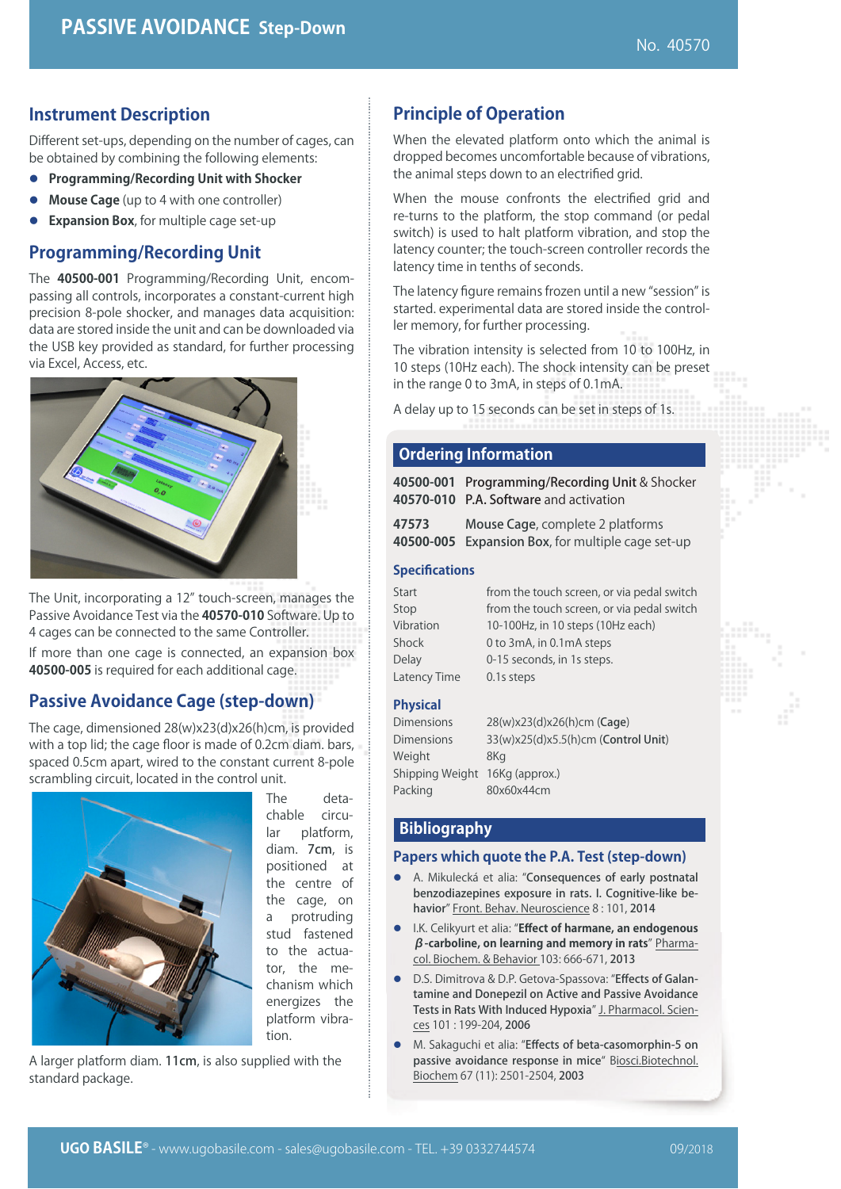# PASSIVE AVOIDANCE Step-Down

No. 40570

## Instrument Description

Different set-ups, depending on the number of cages, can be obtained by combining the following elements:

- **Programming/Recording Unit with Shocker**
- **Mouse Cage** (up to 4 with one controller)
- **Expansion Box**, for multiple cage set-up

## Programming/Recording Unit

The **40500-001** Programming/Recording Unit, encompassing all controls, incorporates a constant-current high precision 8-pole shocker, and manages data acquisition: data are stored inside the unit and can be downloaded via the USB key provided as standard, for further processing via Excel, Access, etc.

The Unit, incorporating a 12" touch-screen, manages the Passive Avoidance Test via the **40570-010** Software. Up to 4 cages can be connected to the same Controller.

If more than one cage is connected, an expansion box **40500-005** is required for each additional cage.

## Passive Avoidance Cage (step-down)

The cage, dimensioned 28(w)x23(d)x26(h)cm, is provided with a top lid; the cage floor is made of 0.2cm diam. bars, spaced 0.5cm apart, wired to the constant current 8-pole scrambling circuit, located in the control unit.

The detachable circular platform, diam. **7cm**, is positioned at the centre of the cage, on a protruding stud fastened to the actuator, the mechanism which energizes the platform vibration.

A larger platform diam. **11cm**, is also supplied with the standard package.

## Principle of Operation

When the elevated platform onto which the animal is dropped becomes uncomfortable because of vibrations, the animal steps down to an electrified grid.

When the mouse confronts the electrified grid and re-turns to the platform, the stop command (or pedal switch) is used to halt platform vibration, and stop the latency counter; the touch-screen controller records the latency time in tenths of seconds.

The latency figure remains frozen until a new "session" is started. experimental data are stored inside the controller memory, for further processing.

The vibration intensity is selected from 10 to 100Hz, in 10 steps (10Hz each). The shock intensity can be preset in the range 0 to 3mA, in steps of 0.1mA.

A delay up to 15 seconds can be set in steps of 1s.

## Ordering Information

| | |
|---|---|
| **40500-001** | **Programming/Recording Unit** & Shocker |
| **40570-010** | **P.A. Software** and activation |
| **47573** | **Mouse Cage**, complete 2 platforms |
| **40500-005** | **Expansion Box**, for multiple cage set-up |

### Specifications

| | |
|---|---|
| Start | from the touch screen, or via pedal switch |
| Stop | from the touch screen, or via pedal switch |
| Vibration | 10-100Hz, in 10 steps (10Hz each) |
| Shock | 0 to 3mA, in 0.1mA steps |
| Delay | 0-15 seconds, in 1s steps. |
| Latency Time | 0.1s steps |

### Physical

| | |
|---|---|
| Dimensions | 28(w)x23(d)x26(h)cm (**Cage**) |
| Dimensions | 33(w)x25(d)x5.5(h)cm (**Control Unit**) |
| Weight | 8Kg |
| Shipping Weight | 16Kg (approx.) |
| Packing | 80x60x44cm |

## Bibliography

### Papers which quote the P.A. Test (step-down)

- A. Mikulecká et alia: "**Consequences of early postnatal benzodiazepines exposure in rats. I. Cognitive-like behavior**" Front. Behav. Neuroscience 8 : 101, **2014**
- I.K. Celikyurt et alia: "**Effect of harmane, an endogenous β-carboline, on learning and memory in rats**" Pharmacol. Biochem. & Behavior 103: 666-671, **2013**
- D.S. Dimitrova & D.P. Getova-Spassova: "**Effects of Galantamine and Donepezil on Active and Passive Avoidance Tests in Rats With Induced Hypoxia**" J. Pharmacol. Sciences 101 : 199-204, **2006**
- M. Sakaguchi et alia: "**Effects of beta-casomorphin-5 on passive avoidance response in mice**" Biosci.Biotechnol. Biochem 67 (11): 2501-2504, **2003**

**UGO BASILE®** - www.ugobasile.com - sales@ugobasile.com - TEL. +39 0332744574 09/2018